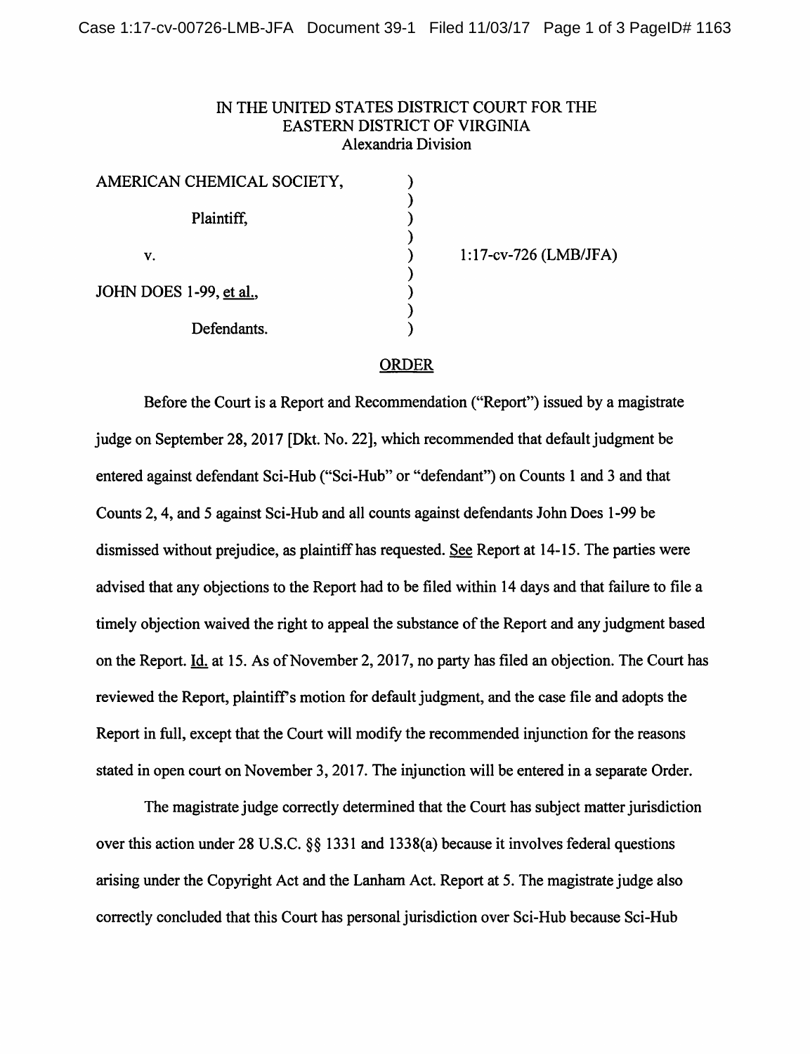IN THE UNITED STATES DISTRICT COURT FOR THE
EASTERN DISTRICT OF VIRGINIA
Alexandria Division

| | | |
|---|---|---|
| AMERICAN CHEMICAL SOCIETY, | ) | |
| Plaintiff, | ) | |
| v. | ) | 1:17-cv-726 (LMB/JFA) |
| JOHN DOES 1-99, et al., | ) | |
| Defendants. | ) | |

## ORDER

Before the Court is a Report and Recommendation ("Report") issued by a magistrate judge on September 28, 2017 [Dkt. No. 22], which recommended that default judgment be entered against defendant Sci-Hub ("Sci-Hub" or "defendant") on Counts 1 and 3 and that Counts 2, 4, and 5 against Sci-Hub and all counts against defendants John Does 1-99 be dismissed without prejudice, as plaintiff has requested. See Report at 14-15. The parties were advised that any objections to the Report had to be filed within 14 days and that failure to file a timely objection waived the right to appeal the substance of the Report and any judgment based on the Report. Id. at 15. As of November 2, 2017, no party has filed an objection. The Court has reviewed the Report, plaintiff's motion for default judgment, and the case file and adopts the Report in full, except that the Court will modify the recommended injunction for the reasons stated in open court on November 3, 2017. The injunction will be entered in a separate Order.

The magistrate judge correctly determined that the Court has subject matter jurisdiction over this action under 28 U.S.C. §§ 1331 and 1338(a) because it involves federal questions arising under the Copyright Act and the Lanham Act. Report at 5. The magistrate judge also correctly concluded that this Court has personal jurisdiction over Sci-Hub because Sci-Hub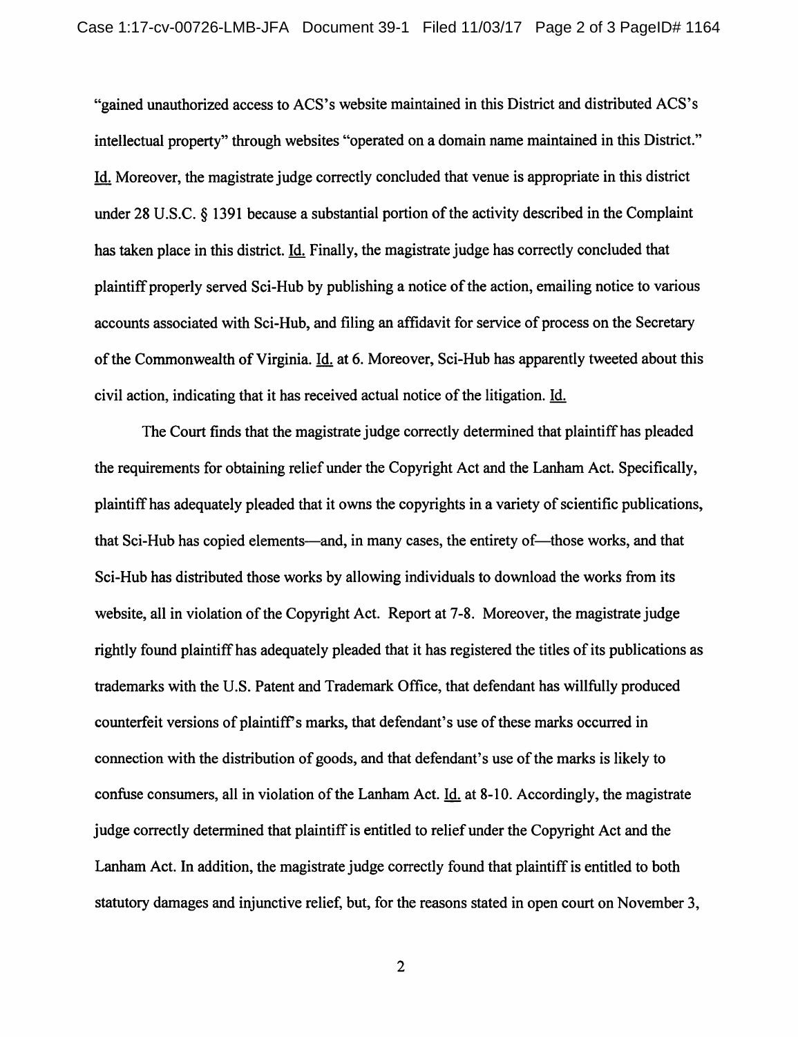"gained unauthorized access to ACS's website maintained in this District and distributed ACS's intellectual property" through websites "operated on a domain name maintained in this District." Id. Moreover, the magistrate judge correctly concluded that venue is appropriate in this district under 28 U.S.C. § 1391 because a substantial portion of the activity described in the Complaint has taken place in this district. Id. Finally, the magistrate judge has correctly concluded that plaintiff properly served Sci-Hub by publishing a notice of the action, emailing notice to various accounts associated with Sci-Hub, and filing an affidavit for service of process on the Secretary of the Commonwealth of Virginia. Id. at 6. Moreover, Sci-Hub has apparently tweeted about this civil action, indicating that it has received actual notice of the litigation. Id.

The Court finds that the magistrate judge correctly determined that plaintiff has pleaded the requirements for obtaining relief under the Copyright Act and the Lanham Act. Specifically, plaintiff has adequately pleaded that it owns the copyrights in a variety of scientific publications, that Sci-Hub has copied elements—and, in many cases, the entirety of—those works, and that Sci-Hub has distributed those works by allowing individuals to download the works from its website, all in violation of the Copyright Act. Report at 7-8. Moreover, the magistrate judge rightly found plaintiff has adequately pleaded that it has registered the titles of its publications as trademarks with the U.S. Patent and Trademark Office, that defendant has willfully produced counterfeit versions of plaintiff's marks, that defendant's use of these marks occurred in connection with the distribution of goods, and that defendant's use of the marks is likely to confuse consumers, all in violation of the Lanham Act. Id. at 8-10. Accordingly, the magistrate judge correctly determined that plaintiff is entitled to relief under the Copyright Act and the Lanham Act. In addition, the magistrate judge correctly found that plaintiff is entitled to both statutory damages and injunctive relief, but, for the reasons stated in open court on November 3,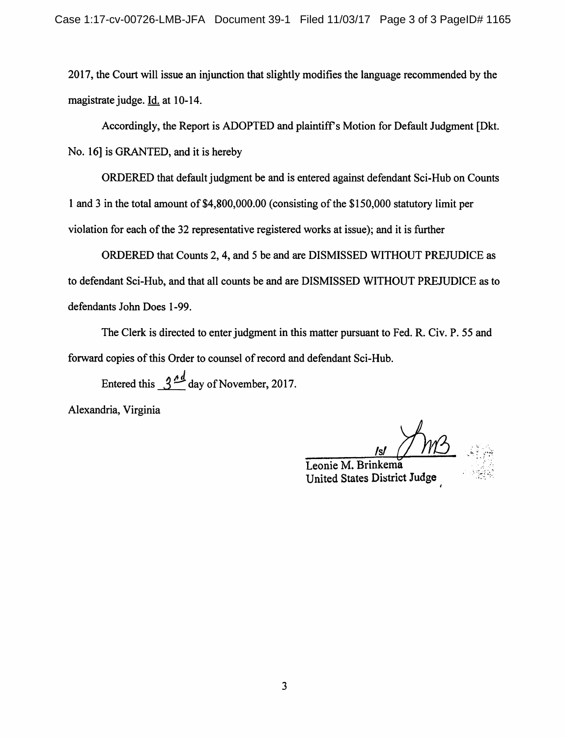2017, the Court will issue an injunction that slightly modifies the language recommended by the magistrate judge. Id. at 10-14.

Accordingly, the Report is ADOPTED and plaintiff's Motion for Default Judgment [Dkt. No. 16] is GRANTED, and it is hereby

ORDERED that default judgment be and is entered against defendant Sci-Hub on Counts 1 and 3 in the total amount of $4,800,000.00 (consisting of the $150,000 statutory limit per violation for each of the 32 representative registered works at issue); and it is further

ORDERED that Counts 2, 4, and 5 be and are DISMISSED WITHOUT PREJUDICE as to defendant Sci-Hub, and that all counts be and are DISMISSED WITHOUT PREJUDICE as to defendants John Does 1-99.

The Clerk is directed to enter judgment in this matter pursuant to Fed. R. Civ. P. 55 and forward copies of this Order to counsel of record and defendant Sci-Hub.

Entered this 3rd day of November, 2017.

Alexandria, Virginia

/s/

Leonie M. Brinkema
United States District Judge